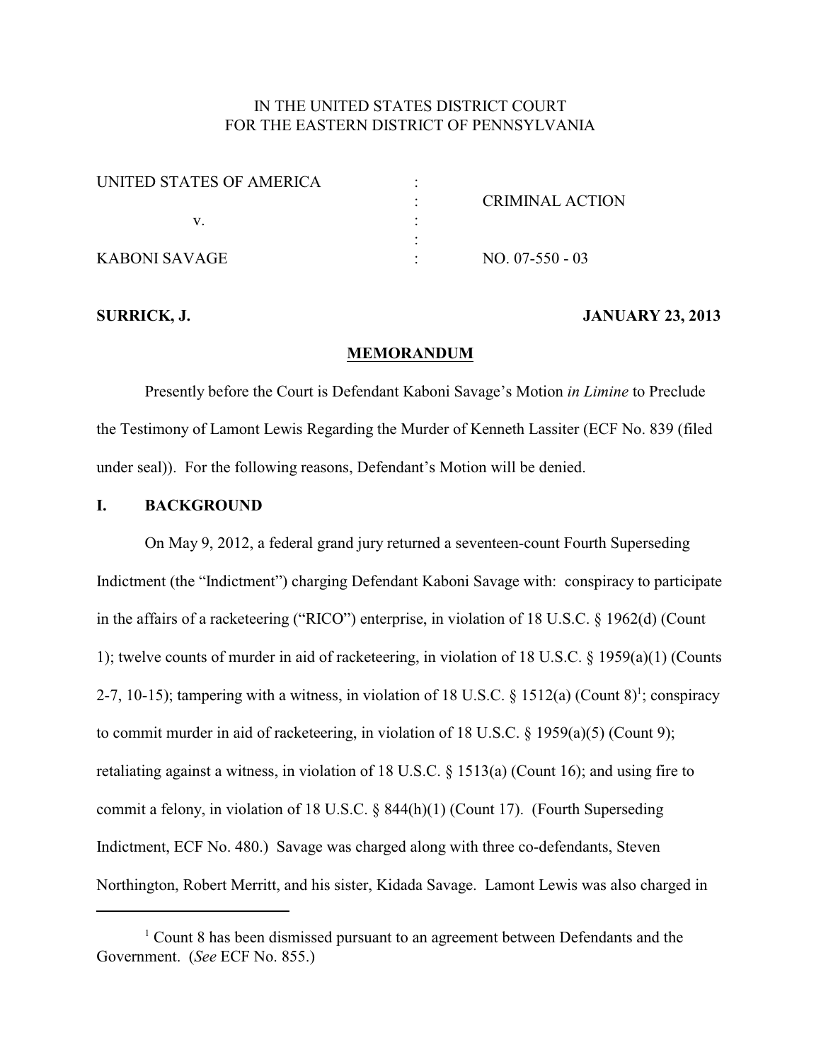IN THE UNITED STATES DISTRICT COURT
FOR THE EASTERN DISTRICT OF PENNSYLVANIA

| | | |
|---|---|---|
| UNITED STATES OF AMERICA | : | |
| | : | CRIMINAL ACTION |
| v. | : | |
| | : | |
| KABONI SAVAGE | : | NO. 07-550 - 03 |

**SURRICK, J.** **JANUARY 23, 2013**

**MEMORANDUM**

Presently before the Court is Defendant Kaboni Savage's Motion *in Limine* to Preclude the Testimony of Lamont Lewis Regarding the Murder of Kenneth Lassiter (ECF No. 839 (filed under seal)). For the following reasons, Defendant's Motion will be denied.

## I. BACKGROUND

On May 9, 2012, a federal grand jury returned a seventeen-count Fourth Superseding Indictment (the "Indictment") charging Defendant Kaboni Savage with: conspiracy to participate in the affairs of a racketeering ("RICO") enterprise, in violation of 18 U.S.C. § 1962(d) (Count 1); twelve counts of murder in aid of racketeering, in violation of 18 U.S.C. § 1959(a)(1) (Counts 2-7, 10-15); tampering with a witness, in violation of 18 U.S.C. § 1512(a) (Count 8)[1]; conspiracy to commit murder in aid of racketeering, in violation of 18 U.S.C. § 1959(a)(5) (Count 9); retaliating against a witness, in violation of 18 U.S.C. § 1513(a) (Count 16); and using fire to commit a felony, in violation of 18 U.S.C. § 844(h)(1) (Count 17). (Fourth Superseding Indictment, ECF No. 480.) Savage was charged along with three co-defendants, Steven Northington, Robert Merritt, and his sister, Kidada Savage. Lamont Lewis was also charged in

[1] Count 8 has been dismissed pursuant to an agreement between Defendants and the Government. (*See* ECF No. 855.)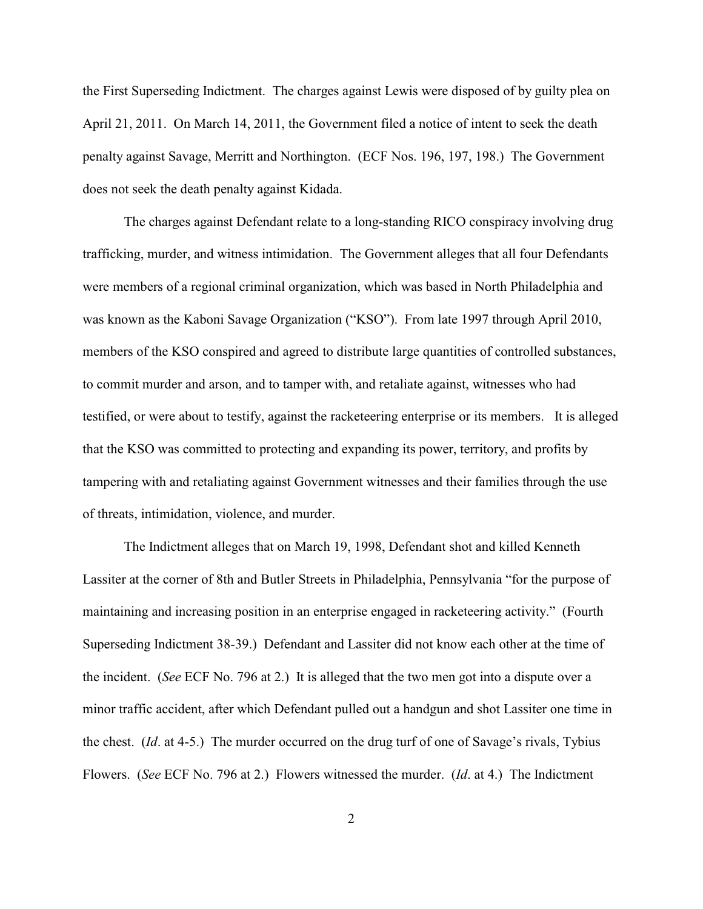the First Superseding Indictment. The charges against Lewis were disposed of by guilty plea on April 21, 2011. On March 14, 2011, the Government filed a notice of intent to seek the death penalty against Savage, Merritt and Northington. (ECF Nos. 196, 197, 198.) The Government does not seek the death penalty against Kidada.

The charges against Defendant relate to a long-standing RICO conspiracy involving drug trafficking, murder, and witness intimidation. The Government alleges that all four Defendants were members of a regional criminal organization, which was based in North Philadelphia and was known as the Kaboni Savage Organization ("KSO"). From late 1997 through April 2010, members of the KSO conspired and agreed to distribute large quantities of controlled substances, to commit murder and arson, and to tamper with, and retaliate against, witnesses who had testified, or were about to testify, against the racketeering enterprise or its members. It is alleged that the KSO was committed to protecting and expanding its power, territory, and profits by tampering with and retaliating against Government witnesses and their families through the use of threats, intimidation, violence, and murder.

The Indictment alleges that on March 19, 1998, Defendant shot and killed Kenneth Lassiter at the corner of 8th and Butler Streets in Philadelphia, Pennsylvania "for the purpose of maintaining and increasing position in an enterprise engaged in racketeering activity." (Fourth Superseding Indictment 38-39.) Defendant and Lassiter did not know each other at the time of the incident. (*See* ECF No. 796 at 2.) It is alleged that the two men got into a dispute over a minor traffic accident, after which Defendant pulled out a handgun and shot Lassiter one time in the chest. (*Id*. at 4-5.) The murder occurred on the drug turf of one of Savage's rivals, Tybius Flowers. (*See* ECF No. 796 at 2.) Flowers witnessed the murder. (*Id*. at 4.) The Indictment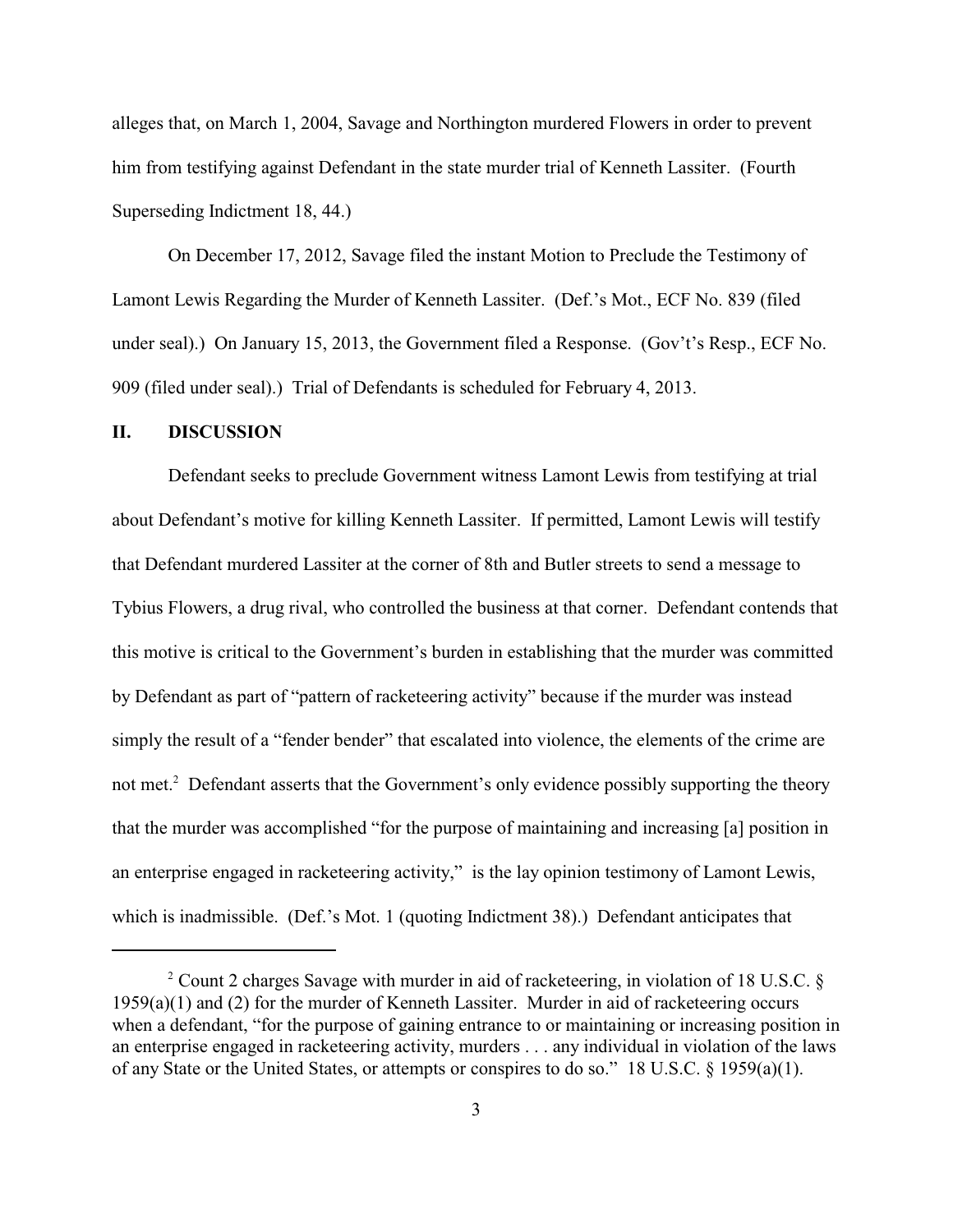alleges that, on March 1, 2004, Savage and Northington murdered Flowers in order to prevent him from testifying against Defendant in the state murder trial of Kenneth Lassiter. (Fourth Superseding Indictment 18, 44.)

On December 17, 2012, Savage filed the instant Motion to Preclude the Testimony of Lamont Lewis Regarding the Murder of Kenneth Lassiter. (Def.'s Mot., ECF No. 839 (filed under seal).) On January 15, 2013, the Government filed a Response. (Gov't's Resp., ECF No. 909 (filed under seal).) Trial of Defendants is scheduled for February 4, 2013.

## II. DISCUSSION

Defendant seeks to preclude Government witness Lamont Lewis from testifying at trial about Defendant's motive for killing Kenneth Lassiter. If permitted, Lamont Lewis will testify that Defendant murdered Lassiter at the corner of 8th and Butler streets to send a message to Tybius Flowers, a drug rival, who controlled the business at that corner. Defendant contends that this motive is critical to the Government's burden in establishing that the murder was committed by Defendant as part of "pattern of racketeering activity" because if the murder was instead simply the result of a "fender bender" that escalated into violence, the elements of the crime are not met.[2] Defendant asserts that the Government's only evidence possibly supporting the theory that the murder was accomplished "for the purpose of maintaining and increasing [a] position in an enterprise engaged in racketeering activity," is the lay opinion testimony of Lamont Lewis, which is inadmissible. (Def.'s Mot. 1 (quoting Indictment 38).) Defendant anticipates that

---

[2] Count 2 charges Savage with murder in aid of racketeering, in violation of 18 U.S.C. § 1959(a)(1) and (2) for the murder of Kenneth Lassiter. Murder in aid of racketeering occurs when a defendant, "for the purpose of gaining entrance to or maintaining or increasing position in an enterprise engaged in racketeering activity, murders . . . any individual in violation of the laws of any State or the United States, or attempts or conspires to do so." 18 U.S.C. § 1959(a)(1).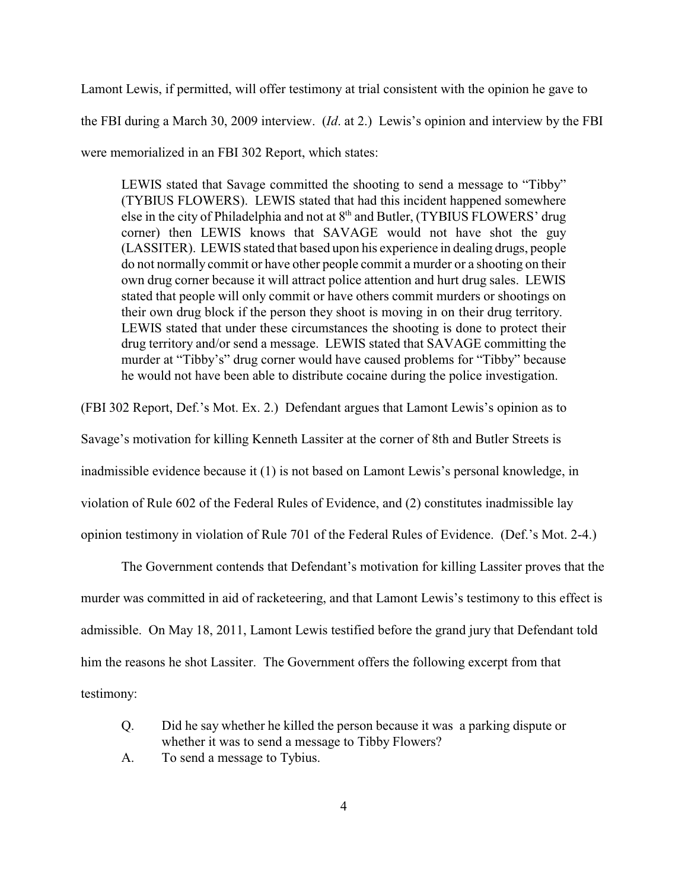Lamont Lewis, if permitted, will offer testimony at trial consistent with the opinion he gave to the FBI during a March 30, 2009 interview. (*Id*. at 2.) Lewis's opinion and interview by the FBI were memorialized in an FBI 302 Report, which states:

> LEWIS stated that Savage committed the shooting to send a message to "Tibby" (TYBIUS FLOWERS). LEWIS stated that had this incident happened somewhere else in the city of Philadelphia and not at 8th and Butler, (TYBIUS FLOWERS' drug corner) then LEWIS knows that SAVAGE would not have shot the guy (LASSITER). LEWIS stated that based upon his experience in dealing drugs, people do not normally commit or have other people commit a murder or a shooting on their own drug corner because it will attract police attention and hurt drug sales. LEWIS stated that people will only commit or have others commit murders or shootings on their own drug block if the person they shoot is moving in on their drug territory. LEWIS stated that under these circumstances the shooting is done to protect their drug territory and/or send a message. LEWIS stated that SAVAGE committing the murder at "Tibby"s" drug corner would have caused problems for "Tibby" because he would not have been able to distribute cocaine during the police investigation.

(FBI 302 Report, Def.'s Mot. Ex. 2.) Defendant argues that Lamont Lewis's opinion as to Savage's motivation for killing Kenneth Lassiter at the corner of 8th and Butler Streets is inadmissible evidence because it (1) is not based on Lamont Lewis's personal knowledge, in violation of Rule 602 of the Federal Rules of Evidence, and (2) constitutes inadmissible lay opinion testimony in violation of Rule 701 of the Federal Rules of Evidence. (Def.'s Mot. 2-4.)

The Government contends that Defendant's motivation for killing Lassiter proves that the murder was committed in aid of racketeering, and that Lamont Lewis's testimony to this effect is admissible. On May 18, 2011, Lamont Lewis testified before the grand jury that Defendant told him the reasons he shot Lassiter. The Government offers the following excerpt from that testimony:

> Q. Did he say whether he killed the person because it was a parking dispute or whether it was to send a message to Tibby Flowers?
>
> A. To send a message to Tybius.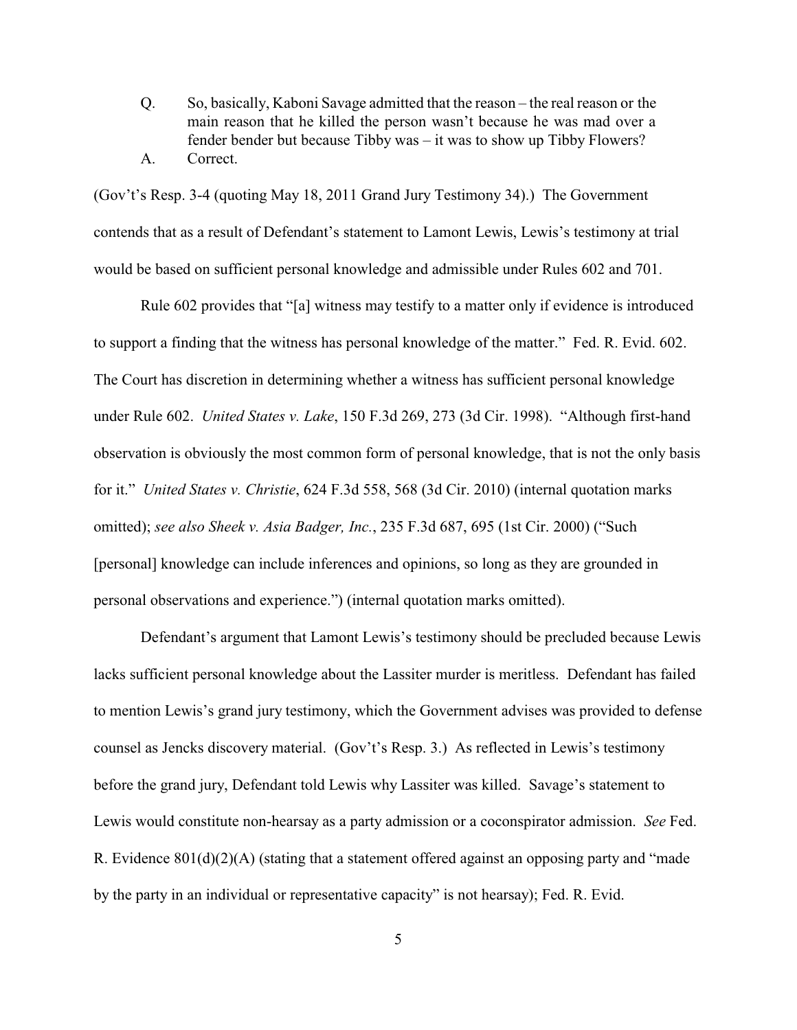Q. So, basically, Kaboni Savage admitted that the reason – the real reason or the main reason that he killed the person wasn't because he was mad over a fender bender but because Tibby was – it was to show up Tibby Flowers?

A. Correct.

(Gov't's Resp. 3-4 (quoting May 18, 2011 Grand Jury Testimony 34).) The Government contends that as a result of Defendant's statement to Lamont Lewis, Lewis's testimony at trial would be based on sufficient personal knowledge and admissible under Rules 602 and 701.

Rule 602 provides that "[a] witness may testify to a matter only if evidence is introduced to support a finding that the witness has personal knowledge of the matter." Fed. R. Evid. 602. The Court has discretion in determining whether a witness has sufficient personal knowledge under Rule 602. *United States v. Lake*, 150 F.3d 269, 273 (3d Cir. 1998). "Although first-hand observation is obviously the most common form of personal knowledge, that is not the only basis for it." *United States v. Christie*, 624 F.3d 558, 568 (3d Cir. 2010) (internal quotation marks omitted); *see also Sheek v. Asia Badger, Inc.*, 235 F.3d 687, 695 (1st Cir. 2000) ("Such [personal] knowledge can include inferences and opinions, so long as they are grounded in personal observations and experience.") (internal quotation marks omitted).

Defendant's argument that Lamont Lewis's testimony should be precluded because Lewis lacks sufficient personal knowledge about the Lassiter murder is meritless. Defendant has failed to mention Lewis's grand jury testimony, which the Government advises was provided to defense counsel as Jencks discovery material. (Gov't's Resp. 3.) As reflected in Lewis's testimony before the grand jury, Defendant told Lewis why Lassiter was killed. Savage's statement to Lewis would constitute non-hearsay as a party admission or a coconspirator admission. *See* Fed. R. Evidence 801(d)(2)(A) (stating that a statement offered against an opposing party and "made by the party in an individual or representative capacity" is not hearsay); Fed. R. Evid.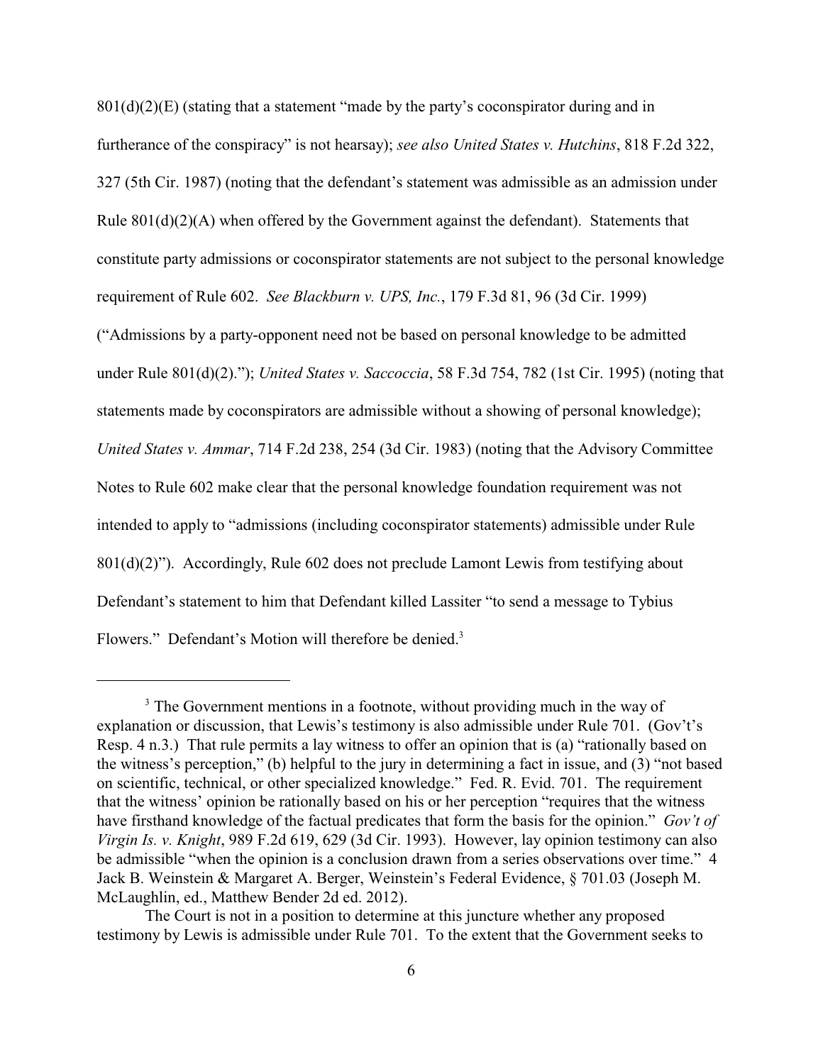801(d)(2)(E) (stating that a statement "made by the party's coconspirator during and in furtherance of the conspiracy" is not hearsay); *see also United States v. Hutchins*, 818 F.2d 322, 327 (5th Cir. 1987) (noting that the defendant's statement was admissible as an admission under Rule 801(d)(2)(A) when offered by the Government against the defendant). Statements that constitute party admissions or coconspirator statements are not subject to the personal knowledge requirement of Rule 602. *See Blackburn v. UPS, Inc.*, 179 F.3d 81, 96 (3d Cir. 1999) ("Admissions by a party-opponent need not be based on personal knowledge to be admitted under Rule 801(d)(2)."); *United States v. Saccoccia*, 58 F.3d 754, 782 (1st Cir. 1995) (noting that statements made by coconspirators are admissible without a showing of personal knowledge); *United States v. Ammar*, 714 F.2d 238, 254 (3d Cir. 1983) (noting that the Advisory Committee Notes to Rule 602 make clear that the personal knowledge foundation requirement was not intended to apply to "admissions (including coconspirator statements) admissible under Rule 801(d)(2)"). Accordingly, Rule 602 does not preclude Lamont Lewis from testifying about Defendant's statement to him that Defendant killed Lassiter "to send a message to Tybius Flowers." Defendant's Motion will therefore be denied.[3]

---

[3] The Government mentions in a footnote, without providing much in the way of explanation or discussion, that Lewis's testimony is also admissible under Rule 701. (Gov't's Resp. 4 n.3.) That rule permits a lay witness to offer an opinion that is (a) "rationally based on the witness's perception," (b) helpful to the jury in determining a fact in issue, and (3) "not based on scientific, technical, or other specialized knowledge." Fed. R. Evid. 701. The requirement that the witness' opinion be rationally based on his or her perception "requires that the witness have firsthand knowledge of the factual predicates that form the basis for the opinion." *Gov't of Virgin Is. v. Knight*, 989 F.2d 619, 629 (3d Cir. 1993). However, lay opinion testimony can also be admissible "when the opinion is a conclusion drawn from a series observations over time." 4 Jack B. Weinstein & Margaret A. Berger, Weinstein's Federal Evidence, § 701.03 (Joseph M. McLaughlin, ed., Matthew Bender 2d ed. 2012).

The Court is not in a position to determine at this juncture whether any proposed testimony by Lewis is admissible under Rule 701. To the extent that the Government seeks to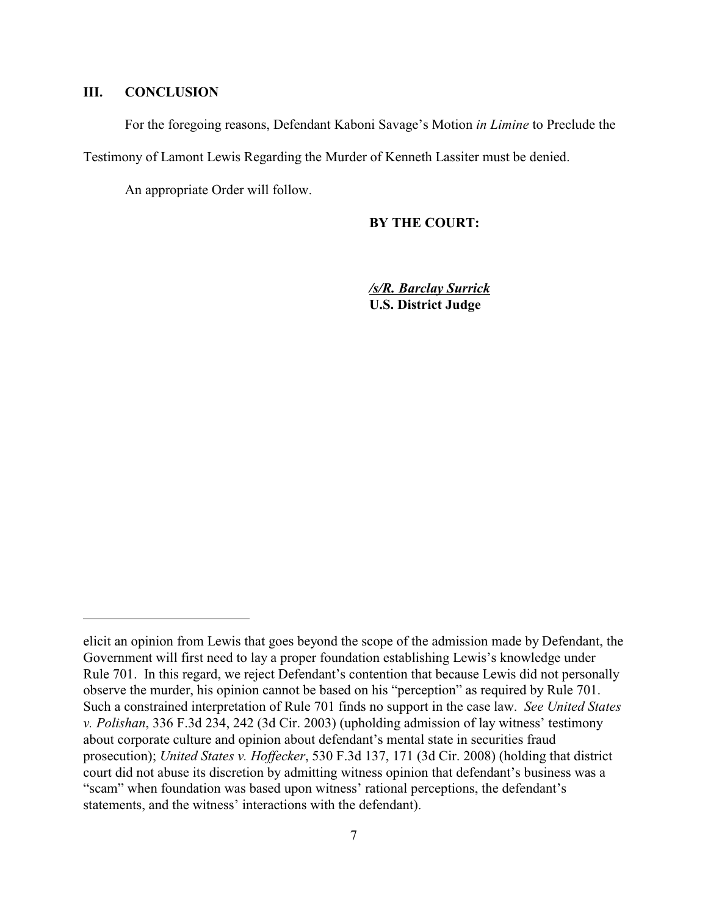## III. CONCLUSION

For the foregoing reasons, Defendant Kaboni Savage's Motion *in Limine* to Preclude the Testimony of Lamont Lewis Regarding the Murder of Kenneth Lassiter must be denied.

An appropriate Order will follow.

**BY THE COURT:**

***/s/R. Barclay Surrick***
**U.S. District Judge**

---

elicit an opinion from Lewis that goes beyond the scope of the admission made by Defendant, the Government will first need to lay a proper foundation establishing Lewis's knowledge under Rule 701. In this regard, we reject Defendant's contention that because Lewis did not personally observe the murder, his opinion cannot be based on his "perception" as required by Rule 701. Such a constrained interpretation of Rule 701 finds no support in the case law. *See United States v. Polishan*, 336 F.3d 234, 242 (3d Cir. 2003) (upholding admission of lay witness' testimony about corporate culture and opinion about defendant's mental state in securities fraud prosecution); *United States v. Hoffecker*, 530 F.3d 137, 171 (3d Cir. 2008) (holding that district court did not abuse its discretion by admitting witness opinion that defendant's business was a "scam" when foundation was based upon witness' rational perceptions, the defendant's statements, and the witness' interactions with the defendant).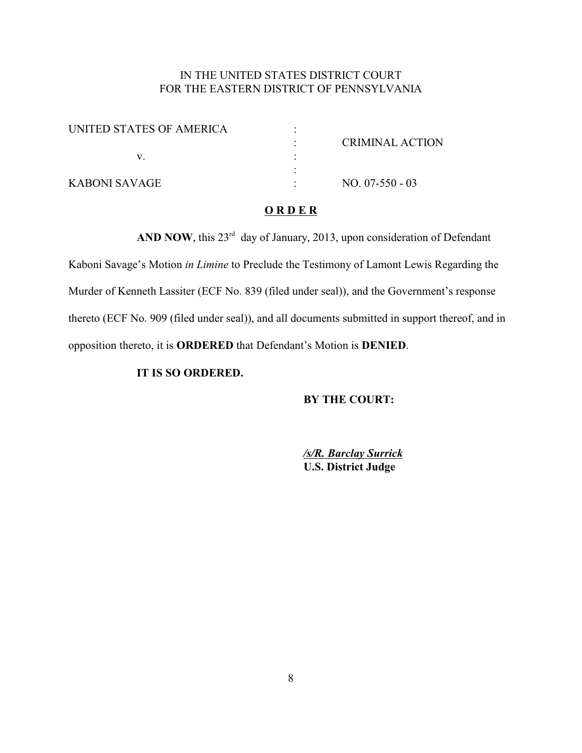IN THE UNITED STATES DISTRICT COURT
FOR THE EASTERN DISTRICT OF PENNSYLVANIA

| | | |
|---|---|---|
| UNITED STATES OF AMERICA | : | |
| | : | CRIMINAL ACTION |
| v. | : | |
| | : | |
| KABONI SAVAGE | : | NO. 07-550 - 03 |

**O R D E R**

**AND NOW**, this 23rd day of January, 2013, upon consideration of Defendant Kaboni Savage's Motion *in Limine* to Preclude the Testimony of Lamont Lewis Regarding the Murder of Kenneth Lassiter (ECF No. 839 (filed under seal)), and the Government's response thereto (ECF No. 909 (filed under seal)), and all documents submitted in support thereof, and in opposition thereto, it is **ORDERED** that Defendant's Motion is **DENIED**.

**IT IS SO ORDERED.**

**BY THE COURT:**

*/s/R. Barclay Surrick*
**U.S. District Judge**